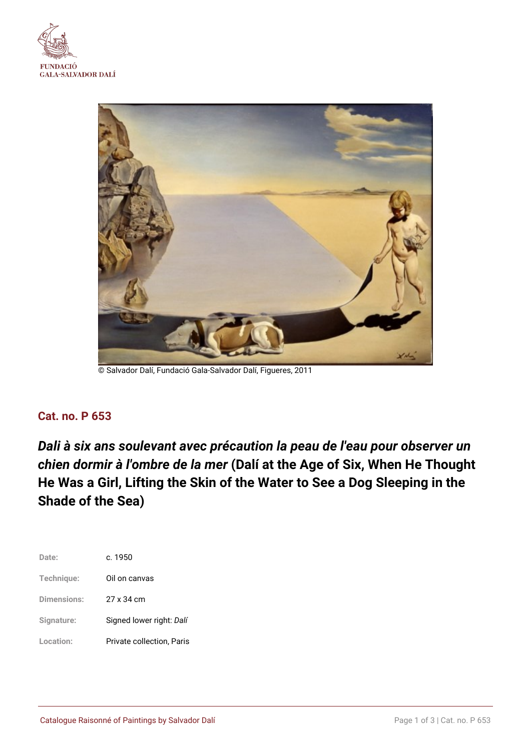FUNDACIÓ GALA-SALVADOR DALÍ

© Salvador Dalí, Fundació Gala-Salvador Dalí, Figueres, 2011

## Cat. no. P 653

# *Dali à six ans soulevant avec précaution la peau de l'eau pour observer un chien dormir à l'ombre de la mer* (Dalí at the Age of Six, When He Thought He Was a Girl, Lifting the Skin of the Water to See a Dog Sleeping in the Shade of the Sea)

| | |
|---|---|
| **Date:** | c. 1950 |
| **Technique:** | Oil on canvas |
| **Dimensions:** | 27 x 34 cm |
| **Signature:** | Signed lower right: *Dalí* |
| **Location:** | Private collection, Paris |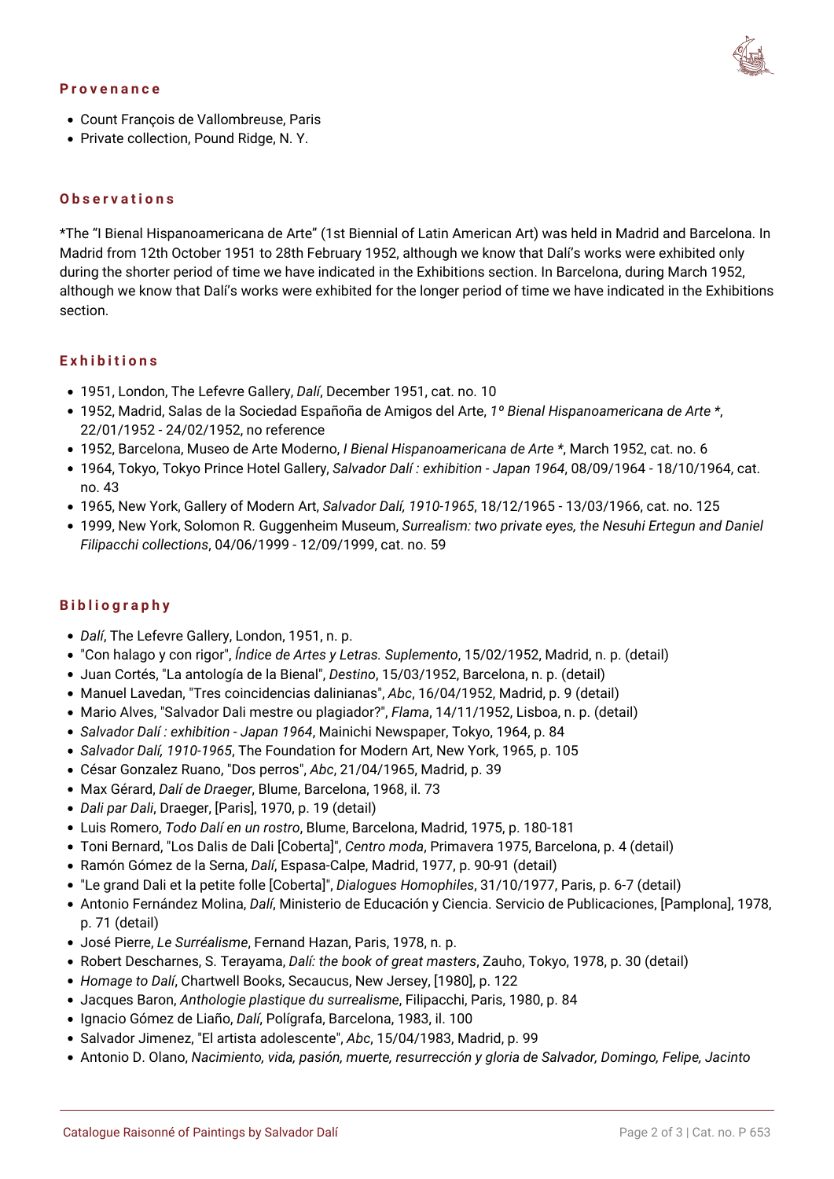## Provenance

- Count François de Vallombreuse, Paris
- Private collection, Pound Ridge, N. Y.

## Observations

*The "I Bienal Hispanoamericana de Arte" (1st Biennial of Latin American Art) was held in Madrid and Barcelona. In Madrid from 12th October 1951 to 28th February 1952, although we know that Dalí's works were exhibited only during the shorter period of time we have indicated in the Exhibitions section. In Barcelona, during March 1952, although we know that Dalí's works were exhibited for the longer period of time we have indicated in the Exhibitions section.

## Exhibitions

- 1951, London, The Lefevre Gallery, *Dalí*, December 1951, cat. no. 10
- 1952, Madrid, Salas de la Sociedad Españoña de Amigos del Arte, *1º Bienal Hispanoamericana de Arte **, 22/01/1952 - 24/02/1952, no reference
- 1952, Barcelona, Museo de Arte Moderno, *I Bienal Hispanoamericana de Arte **, March 1952, cat. no. 6
- 1964, Tokyo, Tokyo Prince Hotel Gallery, *Salvador Dalí : exhibition - Japan 1964*, 08/09/1964 - 18/10/1964, cat. no. 43
- 1965, New York, Gallery of Modern Art, *Salvador Dalí, 1910-1965*, 18/12/1965 - 13/03/1966, cat. no. 125
- 1999, New York, Solomon R. Guggenheim Museum, *Surrealism: two private eyes, the Nesuhi Ertegun and Daniel Filipacchi collections*, 04/06/1999 - 12/09/1999, cat. no. 59

## Bibliography

- *Dalí*, The Lefevre Gallery, London, 1951, n. p.
- "Con halago y con rigor", *Índice de Artes y Letras. Suplemento*, 15/02/1952, Madrid, n. p. (detail)
- Juan Cortés, "La antología de la Bienal", *Destino*, 15/03/1952, Barcelona, n. p. (detail)
- Manuel Lavedan, "Tres coincidencias dalinianas", *Abc*, 16/04/1952, Madrid, p. 9 (detail)
- Mario Alves, "Salvador Dali mestre ou plagiador?", *Flama*, 14/11/1952, Lisboa, n. p. (detail)
- *Salvador Dalí : exhibition - Japan 1964*, Mainichi Newspaper, Tokyo, 1964, p. 84
- *Salvador Dalí, 1910-1965*, The Foundation for Modern Art, New York, 1965, p. 105
- César Gonzalez Ruano, "Dos perros", *Abc*, 21/04/1965, Madrid, p. 39
- Max Gérard, *Dalí de Draeger*, Blume, Barcelona, 1968, il. 73
- *Dali par Dali*, Draeger, [Paris], 1970, p. 19 (detail)
- Luis Romero, *Todo Dalí en un rostro*, Blume, Barcelona, Madrid, 1975, p. 180-181
- Toni Bernard, "Los Dalis de Dali [Coberta]", *Centro moda*, Primavera 1975, Barcelona, p. 4 (detail)
- Ramón Gómez de la Serna, *Dalí*, Espasa-Calpe, Madrid, 1977, p. 90-91 (detail)
- "Le grand Dali et la petite folle [Coberta]", *Dialogues Homophiles*, 31/10/1977, Paris, p. 6-7 (detail)
- Antonio Fernández Molina, *Dalí*, Ministerio de Educación y Ciencia. Servicio de Publicaciones, [Pamplona], 1978, p. 71 (detail)
- José Pierre, *Le Surréalisme*, Fernand Hazan, Paris, 1978, n. p.
- Robert Descharnes, S. Terayama, *Dalí: the book of great masters*, Zauho, Tokyo, 1978, p. 30 (detail)
- *Homage to Dalí*, Chartwell Books, Secaucus, New Jersey, [1980], p. 122
- Jacques Baron, *Anthologie plastique du surrealisme*, Filipacchi, Paris, 1980, p. 84
- Ignacio Gómez de Liaño, *Dalí*, Polígrafa, Barcelona, 1983, il. 100
- Salvador Jimenez, "El artista adolescente", *Abc*, 15/04/1983, Madrid, p. 99
- Antonio D. Olano, *Nacimiento, vida, pasión, muerte, resurrección y gloria de Salvador, Domingo, Felipe, Jacinto*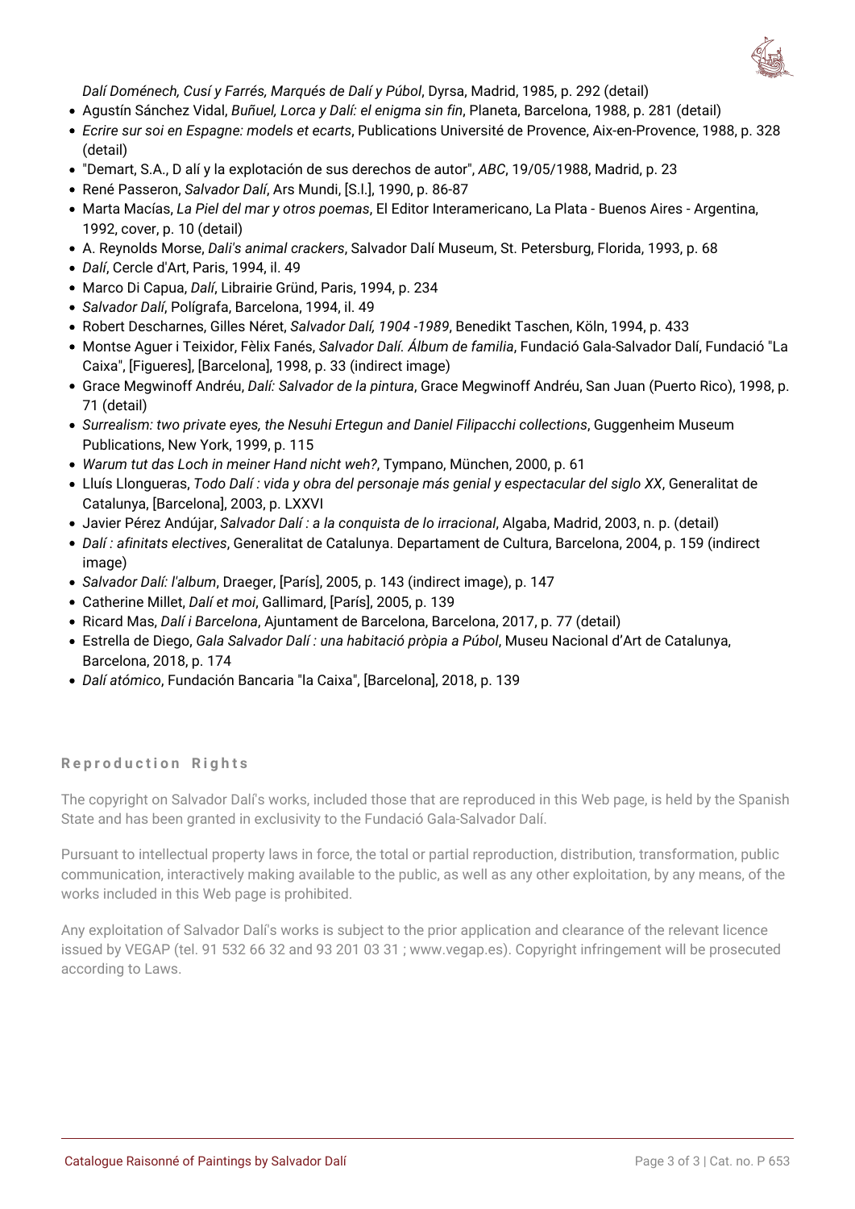*Dalí Doménech, Cusí y Farrés, Marqués de Dalí y Púbol*, Dyrsa, Madrid, 1985, p. 292 (detail)

- Agustín Sánchez Vidal, *Buñuel, Lorca y Dalí: el enigma sin fin*, Planeta, Barcelona, 1988, p. 281 (detail)
- *Ecrire sur soi en Espagne: models et ecarts*, Publications Université de Provence, Aix-en-Provence, 1988, p. 328 (detail)
- "Demart, S.A., D alí y la explotación de sus derechos de autor", *ABC*, 19/05/1988, Madrid, p. 23
- René Passeron, *Salvador Dalí*, Ars Mundi, [S.l.], 1990, p. 86-87
- Marta Macías, *La Piel del mar y otros poemas*, El Editor Interamericano, La Plata - Buenos Aires - Argentina, 1992, cover, p. 10 (detail)
- A. Reynolds Morse, *Dali's animal crackers*, Salvador Dalí Museum, St. Petersburg, Florida, 1993, p. 68
- *Dalí*, Cercle d'Art, Paris, 1994, il. 49
- Marco Di Capua, *Dalí*, Librairie Gründ, Paris, 1994, p. 234
- *Salvador Dalí*, Polígrafa, Barcelona, 1994, il. 49
- Robert Descharnes, Gilles Néret, *Salvador Dalí, 1904 -1989*, Benedikt Taschen, Köln, 1994, p. 433
- Montse Aguer i Teixidor, Fèlix Fanés, *Salvador Dalí. Álbum de familia*, Fundació Gala-Salvador Dalí, Fundació "La Caixa", [Figueres], [Barcelona], 1998, p. 33 (indirect image)
- Grace Megwinoff Andréu, *Dalí: Salvador de la pintura*, Grace Megwinoff Andréu, San Juan (Puerto Rico), 1998, p. 71 (detail)
- *Surrealism: two private eyes, the Nesuhi Ertegun and Daniel Filipacchi collections*, Guggenheim Museum Publications, New York, 1999, p. 115
- *Warum tut das Loch in meiner Hand nicht weh?*, Tympano, München, 2000, p. 61
- Lluís Llongueras, *Todo Dalí : vida y obra del personaje más genial y espectacular del siglo XX*, Generalitat de Catalunya, [Barcelona], 2003, p. LXXVI
- Javier Pérez Andújar, *Salvador Dalí : a la conquista de lo irracional*, Algaba, Madrid, 2003, n. p. (detail)
- *Dalí : afinitats electives*, Generalitat de Catalunya. Departament de Cultura, Barcelona, 2004, p. 159 (indirect image)
- *Salvador Dalí: l'album*, Draeger, [París], 2005, p. 143 (indirect image), p. 147
- Catherine Millet, *Dalí et moi*, Gallimard, [París], 2005, p. 139
- Ricard Mas, *Dalí i Barcelona*, Ajuntament de Barcelona, Barcelona, 2017, p. 77 (detail)
- Estrella de Diego, *Gala Salvador Dalí : una habitació pròpia a Púbol*, Museu Nacional d'Art de Catalunya, Barcelona, 2018, p. 174
- *Dalí atómico*, Fundación Bancaria "la Caixa", [Barcelona], 2018, p. 139

## Reproduction Rights

The copyright on Salvador Dalí's works, included those that are reproduced in this Web page, is held by the Spanish State and has been granted in exclusivity to the Fundació Gala-Salvador Dalí.

Pursuant to intellectual property laws in force, the total or partial reproduction, distribution, transformation, public communication, interactively making available to the public, as well as any other exploitation, by any means, of the works included in this Web page is prohibited.

Any exploitation of Salvador Dalí's works is subject to the prior application and clearance of the relevant licence issued by VEGAP (tel. 91 532 66 32 and 93 201 03 31 ; www.vegap.es). Copyright infringement will be prosecuted according to Laws.